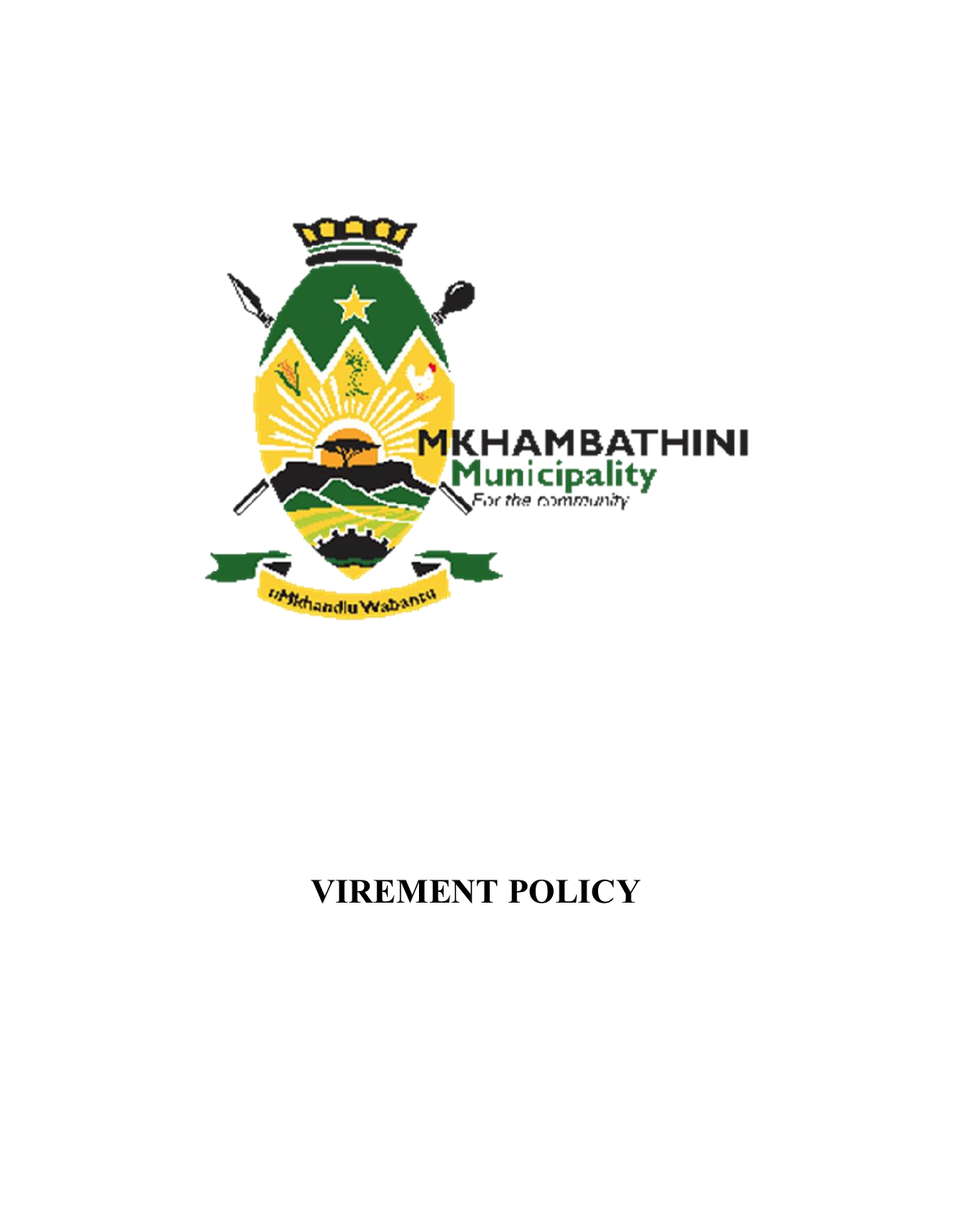# VIREMENT POLICY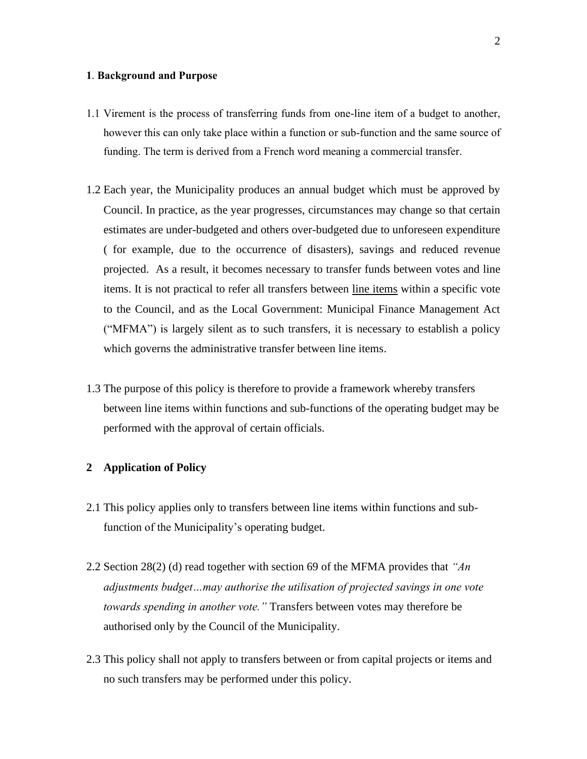## 1. Background and Purpose

1.1 Virement is the process of transferring funds from one-line item of a budget to another, however this can only take place within a function or sub-function and the same source of funding. The term is derived from a French word meaning a commercial transfer.

1.2 Each year, the Municipality produces an annual budget which must be approved by Council. In practice, as the year progresses, circumstances may change so that certain estimates are under-budgeted and others over-budgeted due to unforeseen expenditure ( for example, due to the occurrence of disasters), savings and reduced revenue projected. As a result, it becomes necessary to transfer funds between votes and line items. It is not practical to refer all transfers between <u>line items</u> within a specific vote to the Council, and as the Local Government: Municipal Finance Management Act ("MFMA") is largely silent as to such transfers, it is necessary to establish a policy which governs the administrative transfer between line items.

1.3 The purpose of this policy is therefore to provide a framework whereby transfers between line items within functions and sub-functions of the operating budget may be performed with the approval of certain officials.

## 2 Application of Policy

2.1 This policy applies only to transfers between line items within functions and sub-function of the Municipality's operating budget.

2.2 Section 28(2) (d) read together with section 69 of the MFMA provides that *"An adjustments budget…may authorise the utilisation of projected savings in one vote towards spending in another vote."* Transfers between votes may therefore be authorised only by the Council of the Municipality.

2.3 This policy shall not apply to transfers between or from capital projects or items and no such transfers may be performed under this policy.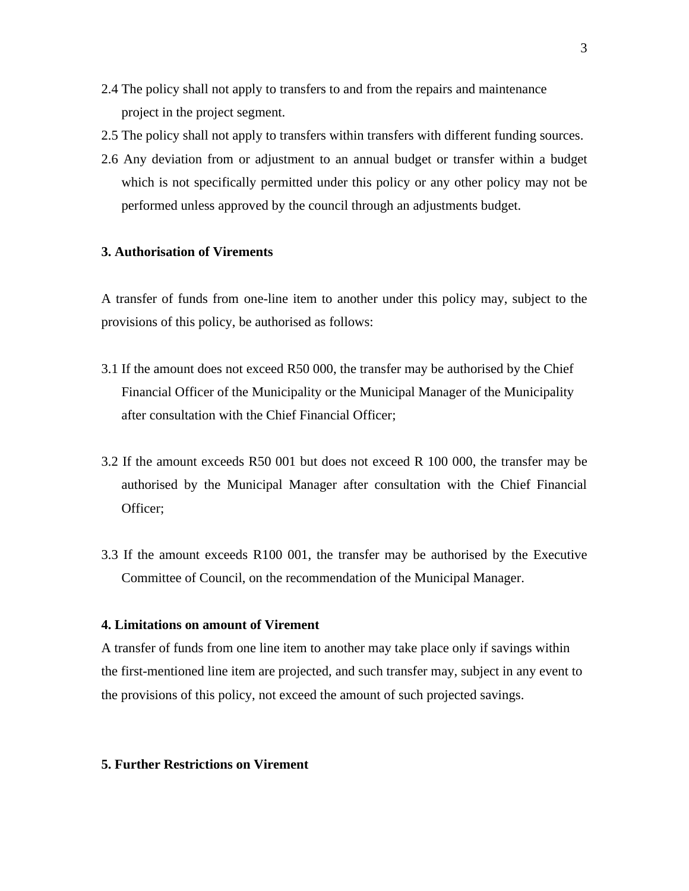2.4 The policy shall not apply to transfers to and from the repairs and maintenance project in the project segment.

2.5 The policy shall not apply to transfers within transfers with different funding sources.

2.6 Any deviation from or adjustment to an annual budget or transfer within a budget which is not specifically permitted under this policy or any other policy may not be performed unless approved by the council through an adjustments budget.

**3. Authorisation of Virements**

A transfer of funds from one-line item to another under this policy may, subject to the provisions of this policy, be authorised as follows:

3.1 If the amount does not exceed R50 000, the transfer may be authorised by the Chief Financial Officer of the Municipality or the Municipal Manager of the Municipality after consultation with the Chief Financial Officer;

3.2 If the amount exceeds R50 001 but does not exceed R 100 000, the transfer may be authorised by the Municipal Manager after consultation with the Chief Financial Officer;

3.3 If the amount exceeds R100 001, the transfer may be authorised by the Executive Committee of Council, on the recommendation of the Municipal Manager.

**4. Limitations on amount of Virement**

A transfer of funds from one line item to another may take place only if savings within the first-mentioned line item are projected, and such transfer may, subject in any event to the provisions of this policy, not exceed the amount of such projected savings.

**5. Further Restrictions on Virement**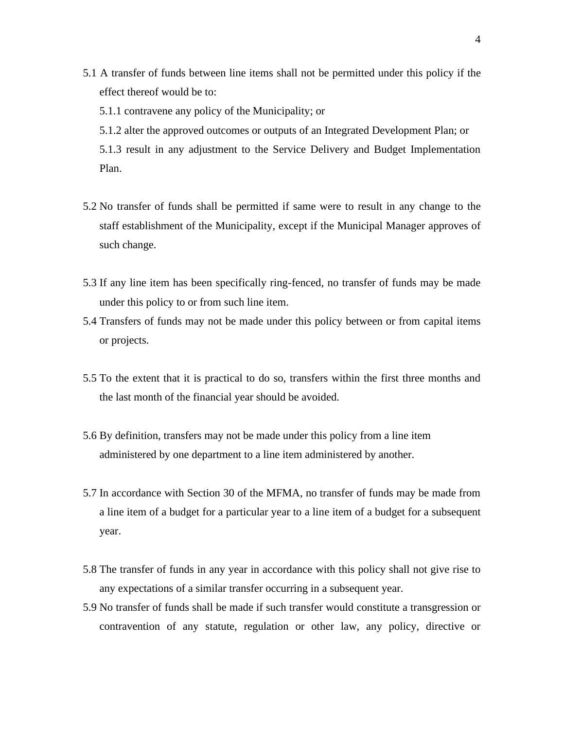5.1 A transfer of funds between line items shall not be permitted under this policy if the effect thereof would be to:

 5.1.1 contravene any policy of the Municipality; or

 5.1.2 alter the approved outcomes or outputs of an Integrated Development Plan; or

 5.1.3 result in any adjustment to the Service Delivery and Budget Implementation Plan.

5.2 No transfer of funds shall be permitted if same were to result in any change to the staff establishment of the Municipality, except if the Municipal Manager approves of such change.

5.3 If any line item has been specifically ring-fenced, no transfer of funds may be made under this policy to or from such line item.

5.4 Transfers of funds may not be made under this policy between or from capital items or projects.

5.5 To the extent that it is practical to do so, transfers within the first three months and the last month of the financial year should be avoided.

5.6 By definition, transfers may not be made under this policy from a line item administered by one department to a line item administered by another.

5.7 In accordance with Section 30 of the MFMA, no transfer of funds may be made from a line item of a budget for a particular year to a line item of a budget for a subsequent year.

5.8 The transfer of funds in any year in accordance with this policy shall not give rise to any expectations of a similar transfer occurring in a subsequent year.

5.9 No transfer of funds shall be made if such transfer would constitute a transgression or contravention of any statute, regulation or other law, any policy, directive or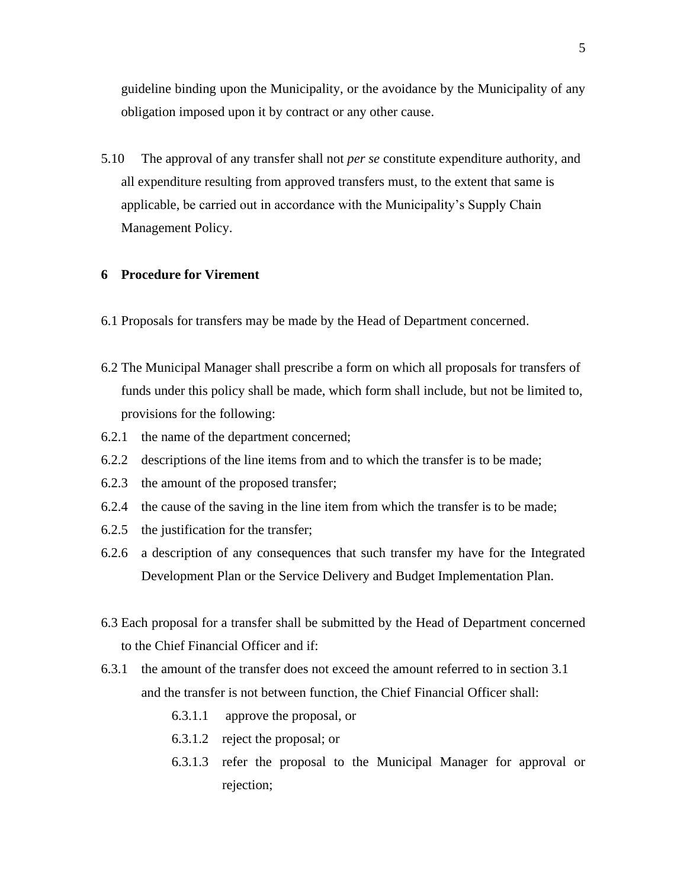guideline binding upon the Municipality, or the avoidance by the Municipality of any obligation imposed upon it by contract or any other cause.

5.10 The approval of any transfer shall not *per se* constitute expenditure authority, and all expenditure resulting from approved transfers must, to the extent that same is applicable, be carried out in accordance with the Municipality's Supply Chain Management Policy.

## 6 Procedure for Virement

6.1 Proposals for transfers may be made by the Head of Department concerned.

6.2 The Municipal Manager shall prescribe a form on which all proposals for transfers of funds under this policy shall be made, which form shall include, but not be limited to, provisions for the following:

6.2.1 the name of the department concerned;

6.2.2 descriptions of the line items from and to which the transfer is to be made;

6.2.3 the amount of the proposed transfer;

6.2.4 the cause of the saving in the line item from which the transfer is to be made;

6.2.5 the justification for the transfer;

6.2.6 a description of any consequences that such transfer my have for the Integrated Development Plan or the Service Delivery and Budget Implementation Plan.

6.3 Each proposal for a transfer shall be submitted by the Head of Department concerned to the Chief Financial Officer and if:

6.3.1 the amount of the transfer does not exceed the amount referred to in section 3.1 and the transfer is not between function, the Chief Financial Officer shall:

- 6.3.1.1 approve the proposal, or
- 6.3.1.2 reject the proposal; or
- 6.3.1.3 refer the proposal to the Municipal Manager for approval or rejection;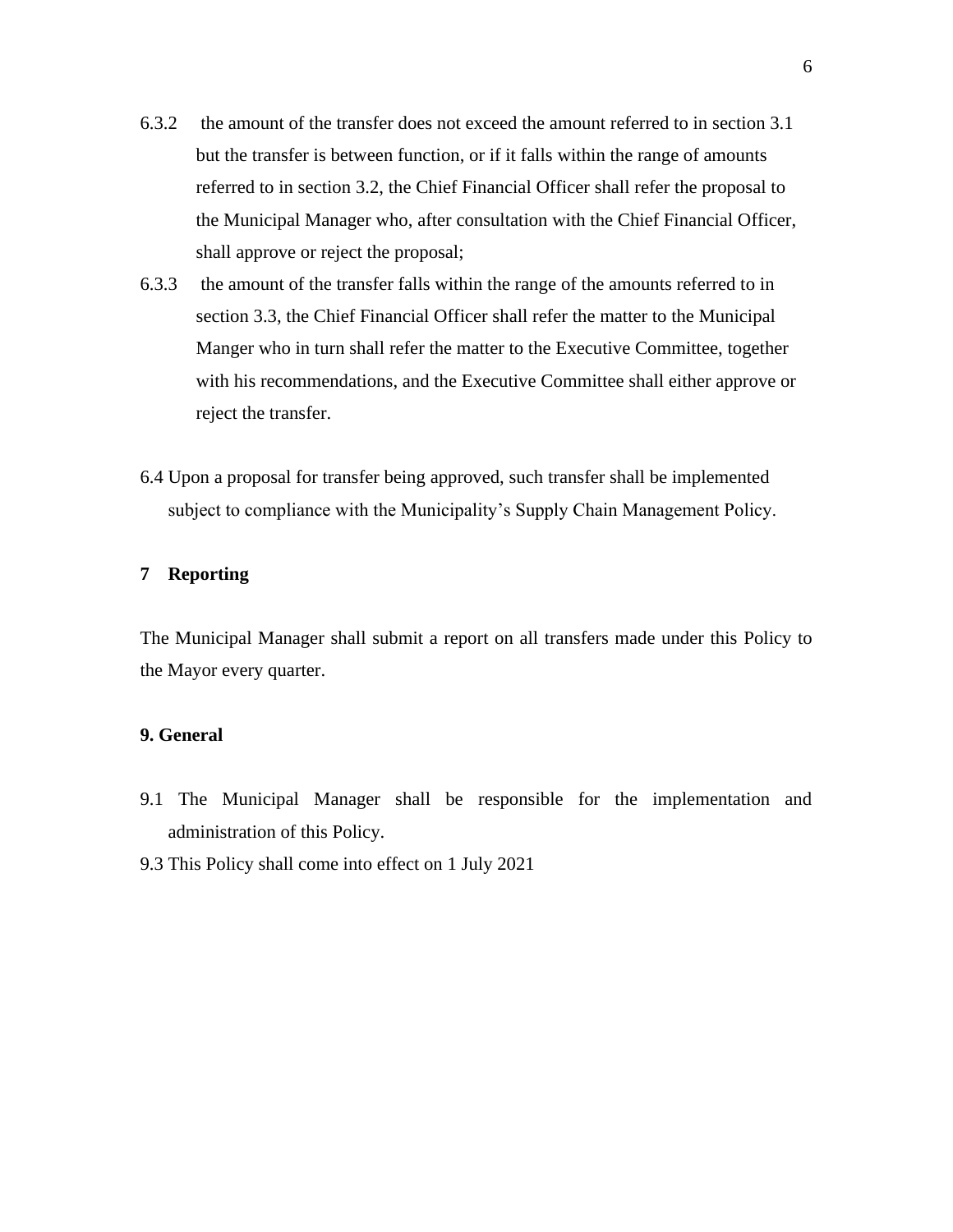6.3.2 the amount of the transfer does not exceed the amount referred to in section 3.1 but the transfer is between function, or if it falls within the range of amounts referred to in section 3.2, the Chief Financial Officer shall refer the proposal to the Municipal Manager who, after consultation with the Chief Financial Officer, shall approve or reject the proposal;

6.3.3 the amount of the transfer falls within the range of the amounts referred to in section 3.3, the Chief Financial Officer shall refer the matter to the Municipal Manger who in turn shall refer the matter to the Executive Committee, together with his recommendations, and the Executive Committee shall either approve or reject the transfer.

6.4 Upon a proposal for transfer being approved, such transfer shall be implemented subject to compliance with the Municipality's Supply Chain Management Policy.

## 7 Reporting

The Municipal Manager shall submit a report on all transfers made under this Policy to the Mayor every quarter.

## 9. General

9.1 The Municipal Manager shall be responsible for the implementation and administration of this Policy.

9.3 This Policy shall come into effect on 1 July 2021